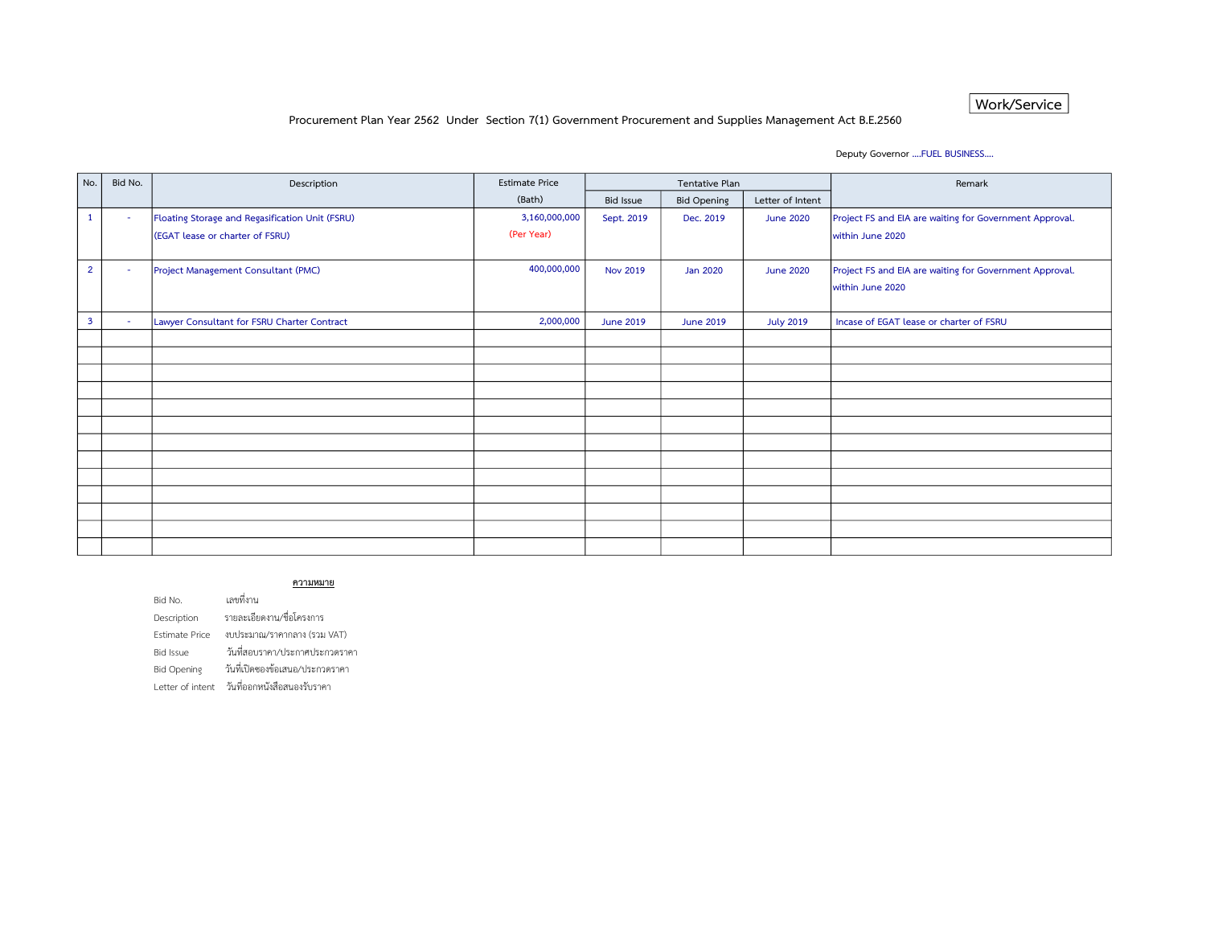Work/Service

Procurement Plan Year 2562 Under Section 7(1) Government Procurement and Supplies Management Act B.E.2560

Deputy Governor ....FUEL BUSINESS....

| No. | Bid No. | Description | Estimate Price (Bath) | Tentative Plan | | | Remark |
|---|---|---|---|---|---|---|---|
| | | | | Bid Issue | Bid Opening | Letter of Intent | |
| 1 | - | Floating Storage and Regasification Unit (FSRU) (EGAT lease or charter of FSRU) | 3,160,000,000 (Per Year) | Sept. 2019 | Dec. 2019 | June 2020 | Project FS and EIA are waiting for Government Approval. within June 2020 |
| 2 | - | Project Management Consultant (PMC) | 400,000,000 | Nov 2019 | Jan 2020 | June 2020 | Project FS and EIA are waiting for Government Approval. within June 2020 |
| 3 | - | Lawyer Consultant for FSRU Charter Contract | 2,000,000 | June 2019 | June 2019 | July 2019 | Incase of EGAT lease or charter of FSRU |

**ความหมาย**

Bid No. เลขที่งาน

Description รายละเอียดงาน/ชื่อโครงการ

Estimate Price งบประมาณ/ราคากลาง (รวม VAT)

Bid Issue วันที่สอบราคา/ประกาศประกวดราคา

Bid Opening วันที่เปิดซองข้อเสนอ/ประกวดราคา

Letter of intent วันที่ออกหนังสือสนองรับราคา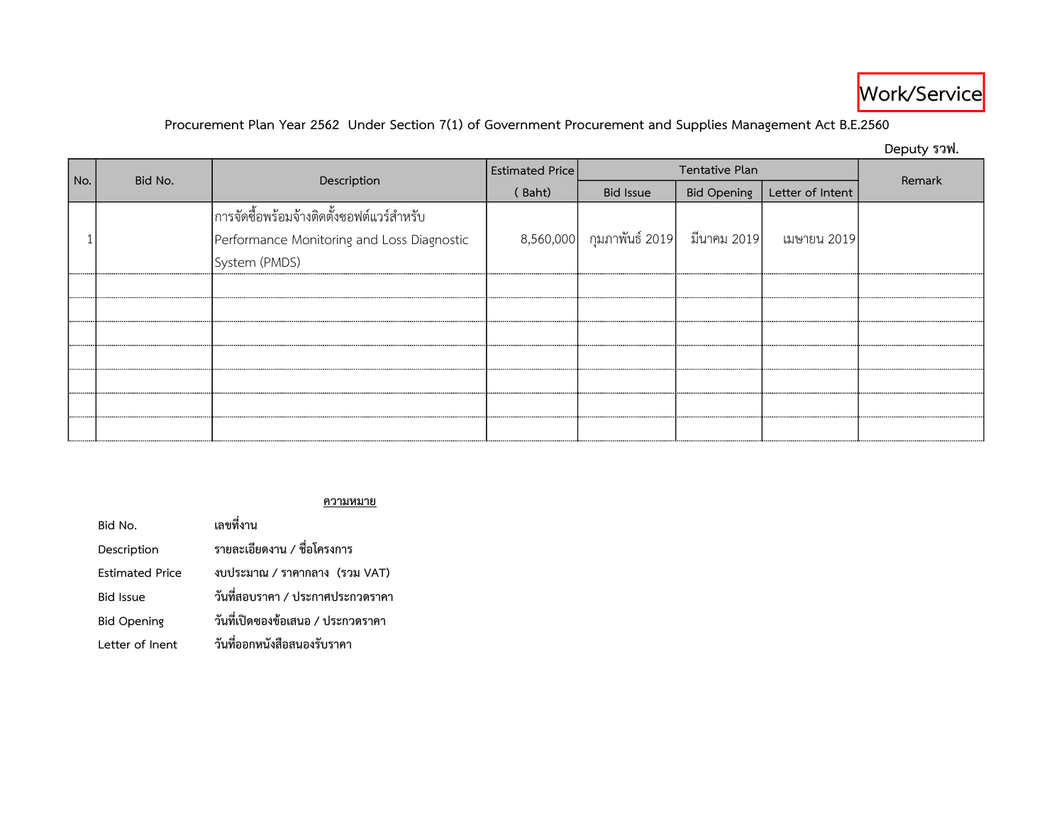**Work/Service**

Procurement Plan Year 2562 Under Section 7(1) of Government Procurement and Supplies Management Act B.E.2560

Deputy รวฟ.

| No. | Bid No. | Description | Estimated Price | Tentative Plan | | | Remark |
|---|---|---|---|---|---|---|---|
| | | | ( Baht) | Bid Issue | Bid Opening | Letter of Intent | |
| 1 | | การจัดซื้อพร้อมจ้างติดตั้งซอฟต์แวร์สำหรับ Performance Monitoring and Loss Diagnostic System (PMDS) | 8,560,000 | กุมภาพันธ์ 2019 | มีนาคม 2019 | เมษายน 2019 | |
| | | | | | | | |
| | | | | | | | |
| | | | | | | | |
| | | | | | | | |
| | | | | | | | |
| | | | | | | | |
| | | | | | | | |

**ความหมาย**

- Bid No. เลขที่งาน
- Description รายละเอียดงาน / ชื่อโครงการ
- Estimated Price งบประมาณ / ราคากลาง (รวม VAT)
- Bid Issue วันที่สอบราคา / ประกาศประกวดราคา
- Bid Opening วันที่เปิดซองข้อเสนอ / ประกวดราคา
- Letter of Inent วันที่ออกหนังสือสนองรับราคา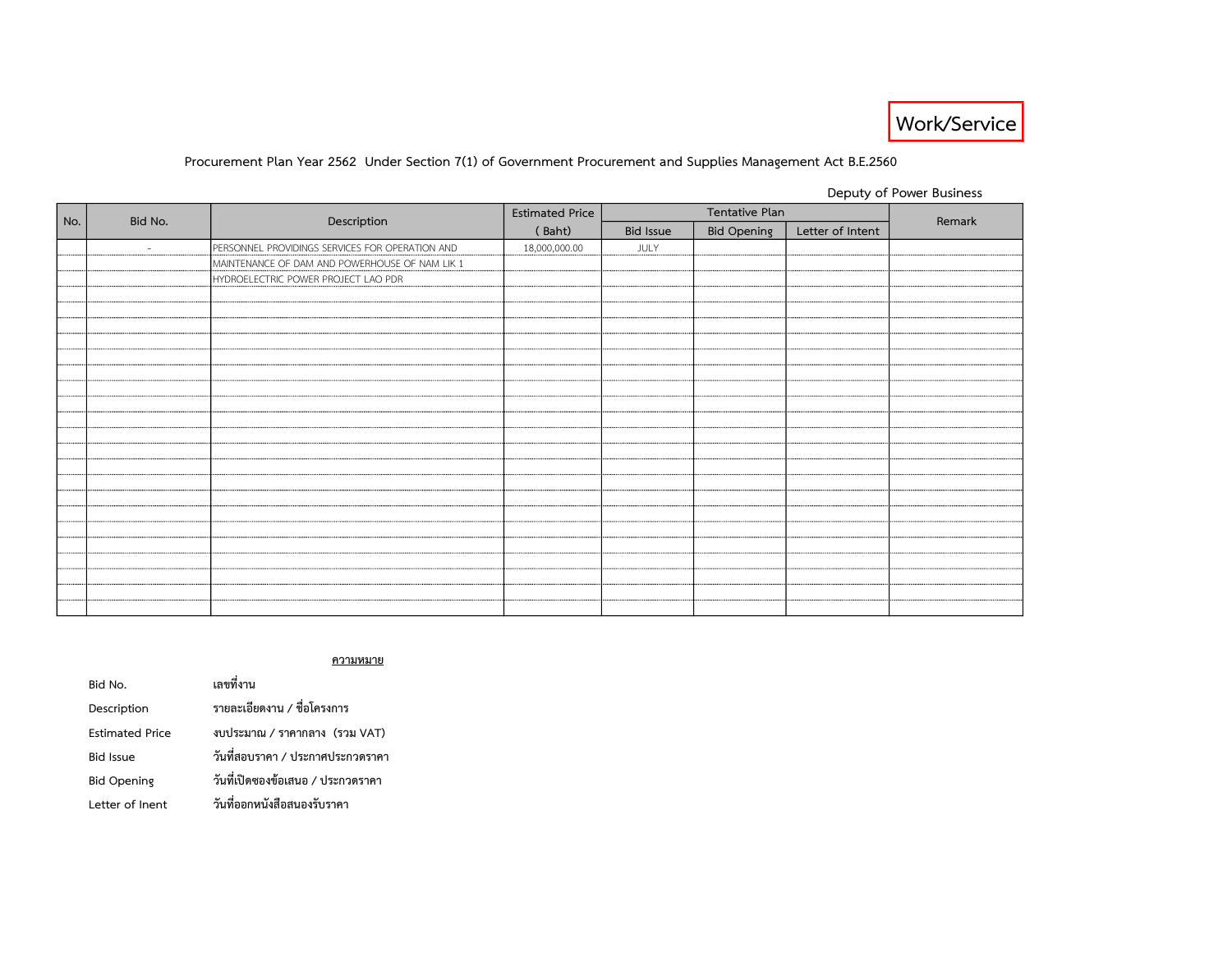Work/Service

Procurement Plan Year 2562 Under Section 7(1) of Government Procurement and Supplies Management Act B.E.2560

Deputy of Power Business

| No. | Bid No. | Description | Estimated Price ( Baht) | Tentative Plan | | | Remark |
|---|---|---|---|---|---|---|---|
| | | | | Bid Issue | Bid Opening | Letter of Intent | |
| | - | PERSONNEL PROVIDINGS SERVICES FOR OPERATION AND MAINTENANCE OF DAM AND POWERHOUSE OF NAM LIK 1 HYDROELECTRIC POWER PROJECT LAO PDR | 18,000,000.00 | JULY | | | |

**ความหมาย**

| | |
|---|---|
| Bid No. | เลขที่งาน |
| Description | รายละเอียดงาน / ชื่อโครงการ |
| Estimated Price | งบประมาณ / ราคากลาง (รวม VAT) |
| Bid Issue | วันที่สอบราคา / ประกาศประกวดราคา |
| Bid Opening | วันที่เปิดซองข้อเสนอ / ประกวดราคา |
| Letter of Inent | วันที่ออกหนังสือสนองรับราคา |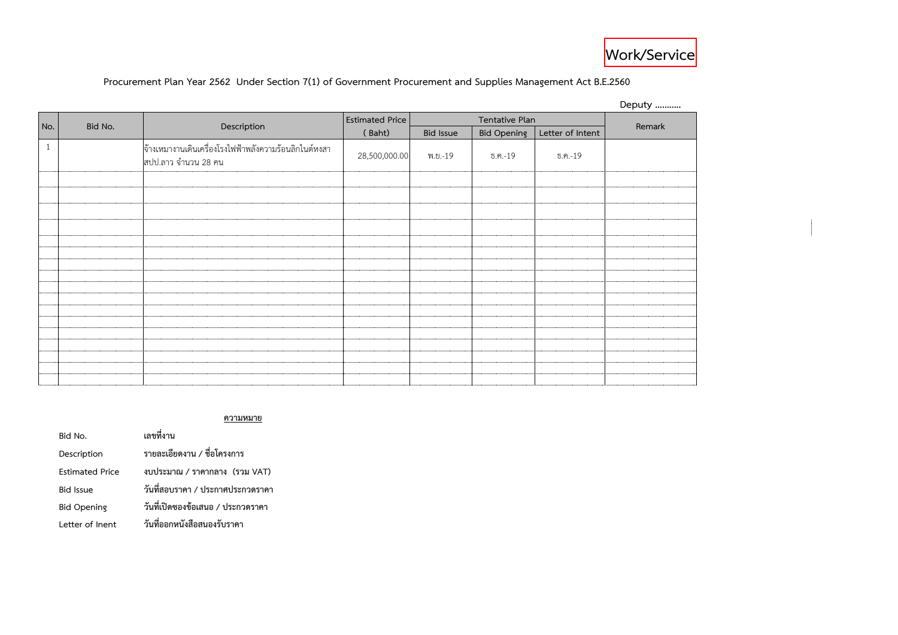**Work/Service**

**Procurement Plan Year 2562 Under Section 7(1) of Government Procurement and Supplies Management Act B.E.2560**

**Deputy ...........**

| No. | Bid No. | Description | Estimated Price ( Baht) | Tentative Plan | | | Remark |
|---|---|---|---|---|---|---|---|
| | | | | Bid Issue | Bid Opening | Letter of Intent | |
| 1 | | จ้างเหมางานเดินเครื่องโรงไฟฟ้าพลังความร้อนลิกไนต์หงสา สปป.ลาว จำนวน 28 คน | 28,500,000.00 | พ.ย.-19 | ธ.ค.-19 | ธ.ค.-19 | |
| | | | | | | | |
| | | | | | | | |
| | | | | | | | |
| | | | | | | | |
| | | | | | | | |
| | | | | | | | |
| | | | | | | | |
| | | | | | | | |
| | | | | | | | |
| | | | | | | | |
| | | | | | | | |
| | | | | | | | |
| | | | | | | | |
| | | | | | | | |
| | | | | | | | |
| | | | | | | | |
| | | | | | | | |

**ความหมาย**

| | |
|---|---|
| Bid No. | เลขที่งาน |
| Description | รายละเอียดงาน / ชื่อโครงการ |
| Estimated Price | งบประมาณ / ราคากลาง (รวม VAT) |
| Bid Issue | วันที่สอบราคา / ประกาศประกวดราคา |
| Bid Opening | วันที่เปิดซองข้อเสนอ / ประกวดราคา |
| Letter of Inent | วันที่ออกหนังสือสนองรับราคา |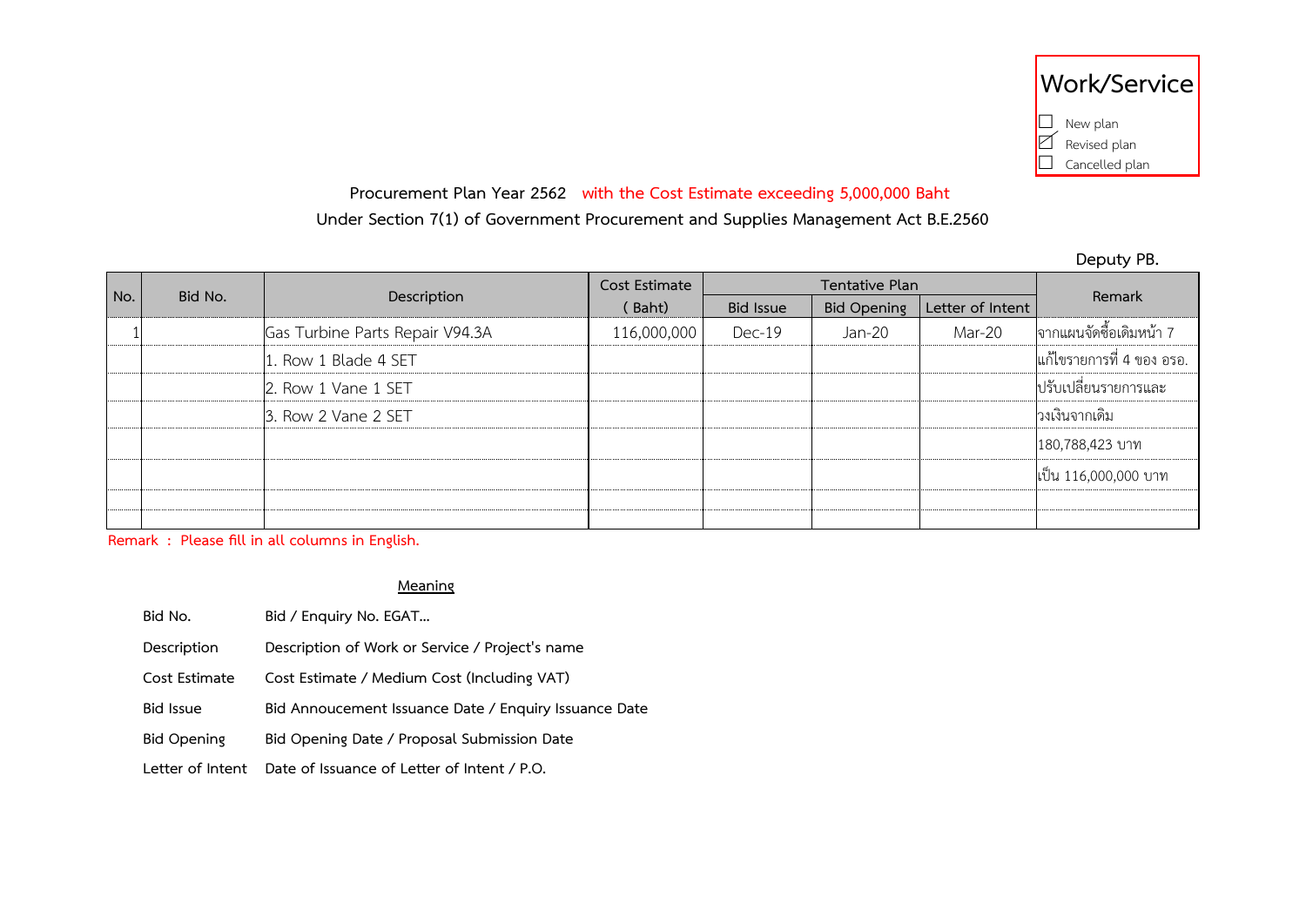**Work/Service**

- ☐ New plan
- ☑ Revised plan
- ☐ Cancelled plan

**Procurement Plan Year 2562 with the Cost Estimate exceeding 5,000,000 Baht**

**Under Section 7(1) of Government Procurement and Supplies Management Act B.E.2560**

**Deputy PB.**

| No. | Bid No. | Description | Cost Estimate ( Baht) | Tentative Plan | | | Remark |
|---|---|---|---|---|---|---|---|
| | | | | Bid Issue | Bid Opening | Letter of Intent | |
| 1 | | Gas Turbine Parts Repair V94.3A | 116,000,000 | Dec-19 | Jan-20 | Mar-20 | จากแผนจัดซื้อเดิมหน้า 7 |
| | | 1. Row 1 Blade 4 SET | | | | | แก้ไขรายการที่ 4 ของ อรอ. |
| | | 2. Row 1 Vane 1 SET | | | | | ปรับเปลี่ยนรายการและ |
| | | 3. Row 2 Vane 2 SET | | | | | วงเงินจากเดิม |
| | | | | | | | 180,788,423 บาท |
| | | | | | | | เป็น 116,000,000 บาท |
| | | | | | | | |
| | | | | | | | |

Remark : Please fill in all columns in English.

**Meaning**

| | |
|---|---|
| Bid No. | Bid / Enquiry No. EGAT... |
| Description | Description of Work or Service / Project's name |
| Cost Estimate | Cost Estimate / Medium Cost (Including VAT) |
| Bid Issue | Bid Annoucement Issuance Date / Enquiry Issuance Date |
| Bid Opening | Bid Opening Date / Proposal Submission Date |
| Letter of Intent | Date of Issuance of Letter of Intent / P.O. |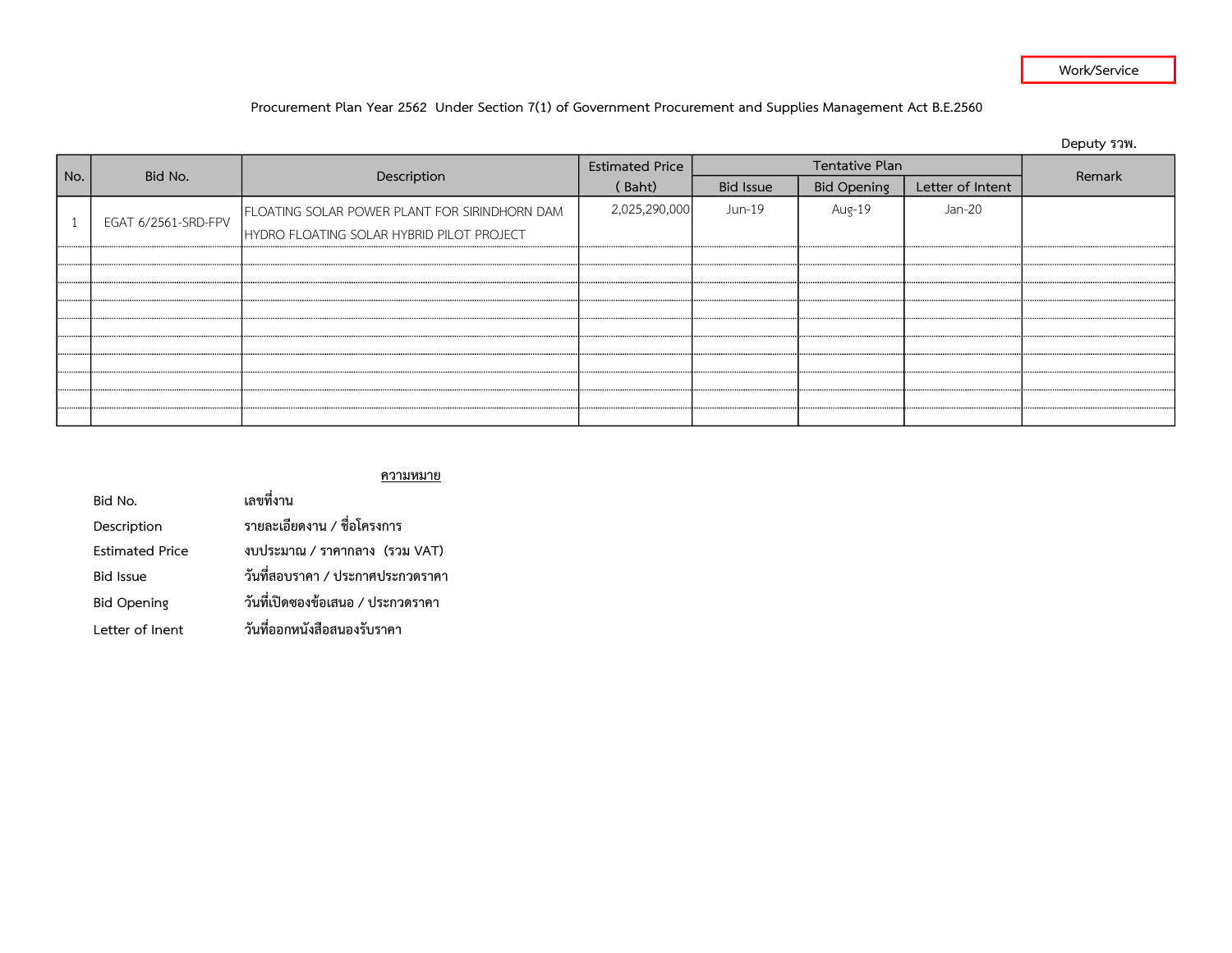Work/Service

Procurement Plan Year 2562 Under Section 7(1) of Government Procurement and Supplies Management Act B.E.2560

Deputy รวพ.

| No. | Bid No. | Description | Estimated Price ( Baht) | Tentative Plan | | | Remark |
|---|---|---|---|---|---|---|---|
| | | | | Bid Issue | Bid Opening | Letter of Intent | |
| 1 | EGAT 6/2561-SRD-FPV | FLOATING SOLAR POWER PLANT FOR SIRINDHORN DAM HYDRO FLOATING SOLAR HYBRID PILOT PROJECT | 2,025,290,000 | Jun-19 | Aug-19 | Jan-20 | |
| | | | | | | | |
| | | | | | | | |
| | | | | | | | |
| | | | | | | | |
| | | | | | | | |
| | | | | | | | |
| | | | | | | | |
| | | | | | | | |
| | | | | | | | |
| | | | | | | | |

**ความหมาย**

| | |
|---|---|
| Bid No. | เลขที่งาน |
| Description | รายละเอียดงาน / ชื่อโครงการ |
| Estimated Price | งบประมาณ / ราคากลาง (รวม VAT) |
| Bid Issue | วันที่สอบราคา / ประกาศประกวดราคา |
| Bid Opening | วันที่เปิดซองข้อเสนอ / ประกวดราคา |
| Letter of Inent | วันที่ออกหนังสือสนองรับราคา |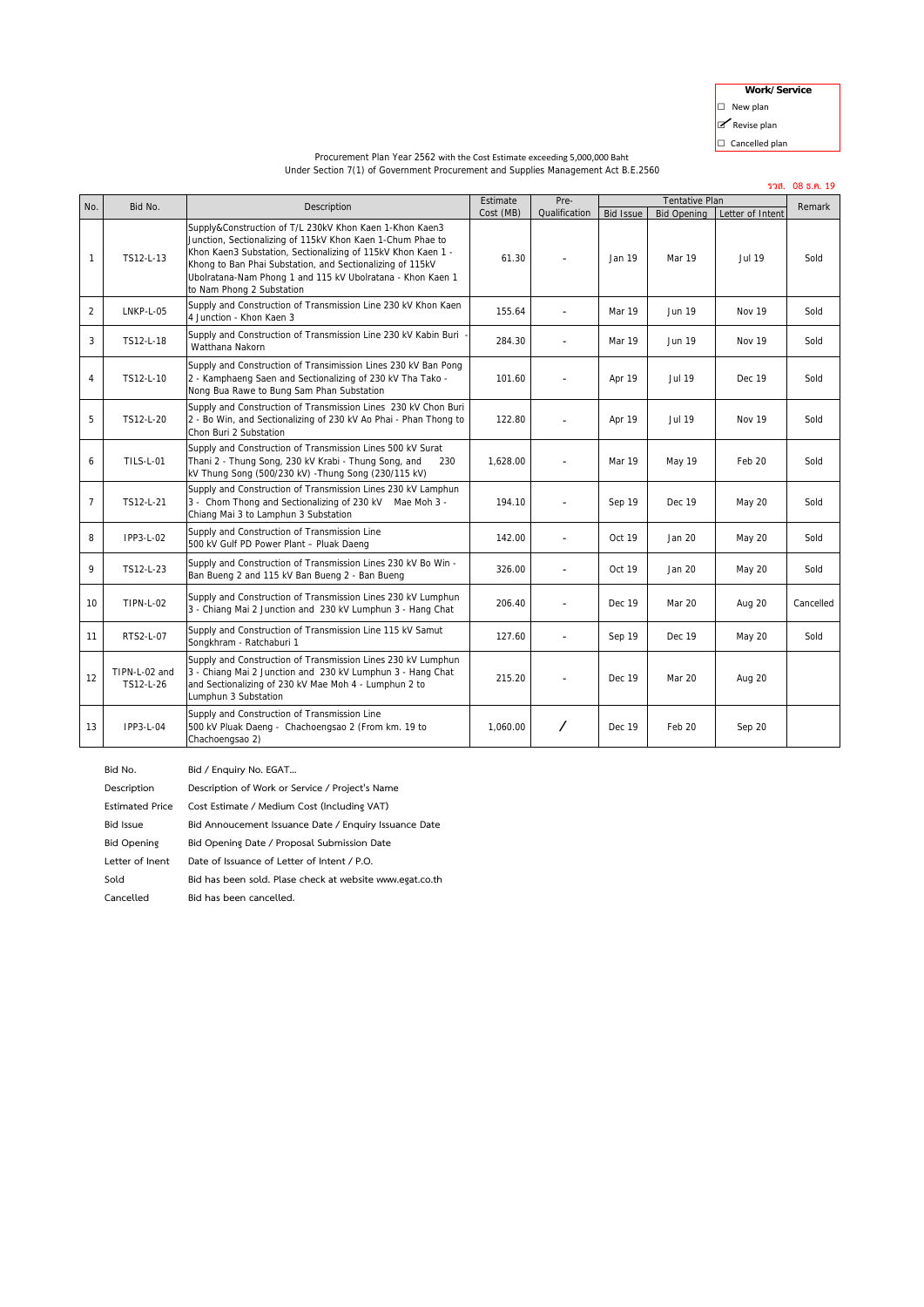**Work/Service**

☐ New plan

☑ Revise plan

☐ Cancelled plan

Procurement Plan Year 2562 with the Cost Estimate exceeding 5,000,000 Baht
Under Section 7(1) of Government Procurement and Supplies Management Act B.E.2560

รวส. 08 ธ.ค. 19

| No. | Bid No. | Description | Estimate Cost (MB) | Pre-Qualification | Tentative Plan | | | Remark |
|---|---|---|---|---|---|---|---|---|
| | | | | | Bid Issue | Bid Opening | Letter of Intent | |
| 1 | TS12-L-13 | Supply&Construction of T/L 230kV Khon Kaen 1-Khon Kaen3 Junction, Sectionalizing of 115kV Khon Kaen 1-Chum Phae to Khon Kaen3 Substation, Sectionalizing of 115kV Khon Kaen 1 - Khong to Ban Phai Substation, and Sectionalizing of 115kV Ubolratana-Nam Phong 1 and 115 kV Ubolratana - Khon Kaen 1 to Nam Phong 2 Substation | 61.30 | - | Jan 19 | Mar 19 | Jul 19 | Sold |
| 2 | LNKP-L-05 | Supply and Construction of Transmission Line 230 kV Khon Kaen 4 Junction - Khon Kaen 3 | 155.64 | - | Mar 19 | Jun 19 | Nov 19 | Sold |
| 3 | TS12-L-18 | Supply and Construction of Transmission Line 230 kV Kabin Buri - Watthana Nakorn | 284.30 | - | Mar 19 | Jun 19 | Nov 19 | Sold |
| 4 | TS12-L-10 | Supply and Construction of Transimission Lines 230 kV Ban Pong 2 - Kamphaeng Saen and Sectionalizing of 230 kV Tha Tako - Nong Bua Rawe to Bung Sam Phan Substation | 101.60 | - | Apr 19 | Jul 19 | Dec 19 | Sold |
| 5 | TS12-L-20 | Supply and Construction of Transmission Lines 230 kV Chon Buri 2 - Bo Win, and Sectionalizing of 230 kV Ao Phai - Phan Thong to Chon Buri 2 Substation | 122.80 | - | Apr 19 | Jul 19 | Nov 19 | Sold |
| 6 | TILS-L-01 | Supply and Construction of Transmission Lines 500 kV Surat Thani 2 - Thung Song, 230 kV Krabi - Thung Song, and 230 kV Thung Song (500/230 kV) -Thung Song (230/115 kV) | 1,628.00 | - | Mar 19 | May 19 | Feb 20 | Sold |
| 7 | TS12-L-21 | Supply and Construction of Transmission Lines 230 kV Lamphun 3 - Chom Thong and Sectionalizing of 230 kV Mae Moh 3 - Chiang Mai 3 to Lamphun 3 Substation | 194.10 | - | Sep 19 | Dec 19 | May 20 | Sold |
| 8 | IPP3-L-02 | Supply and Construction of Transmission Line 500 kV Gulf PD Power Plant – Pluak Daeng | 142.00 | - | Oct 19 | Jan 20 | May 20 | Sold |
| 9 | TS12-L-23 | Supply and Construction of Transmission Lines 230 kV Bo Win - Ban Bueng 2 and 115 kV Ban Bueng 2 - Ban Bueng | 326.00 | - | Oct 19 | Jan 20 | May 20 | Sold |
| 10 | TIPN-L-02 | Supply and Construction of Transmission Lines 230 kV Lumphun 3 - Chiang Mai 2 Junction and 230 kV Lumphun 3 - Hang Chat | 206.40 | - | Dec 19 | Mar 20 | Aug 20 | Cancelled |
| 11 | RTS2-L-07 | Supply and Construction of Transmission Line 115 kV Samut Songkhram - Ratchaburi 1 | 127.60 | - | Sep 19 | Dec 19 | May 20 | Sold |
| 12 | TIPN-L-02 and TS12-L-26 | Supply and Construction of Transmission Lines 230 kV Lumphun 3 - Chiang Mai 2 Junction and 230 kV Lumphun 3 - Hang Chat and Sectionalizing of 230 kV Mae Moh 4 - Lumphun 2 to Lumphun 3 Substation | 215.20 | - | Dec 19 | Mar 20 | Aug 20 | |
| 13 | IPP3-L-04 | Supply and Construction of Transmission Line 500 kV Pluak Daeng - Chachoengsao 2 (From km. 19 to Chachoengsao 2) | 1,060.00 | / | Dec 19 | Feb 20 | Sep 20 | |

| | |
|---|---|
| Bid No. | Bid / Enquiry No. EGAT... |
| Description | Description of Work or Service / Project's Name |
| Estimated Price | Cost Estimate / Medium Cost (Including VAT) |
| Bid Issue | Bid Annoucement Issuance Date / Enquiry Issuance Date |
| Bid Opening | Bid Opening Date / Proposal Submission Date |
| Letter of Inent | Date of Issuance of Letter of Intent / P.O. |
| Sold | Bid has been sold. Plase check at website www.egat.co.th |
| Cancelled | Bid has been cancelled. |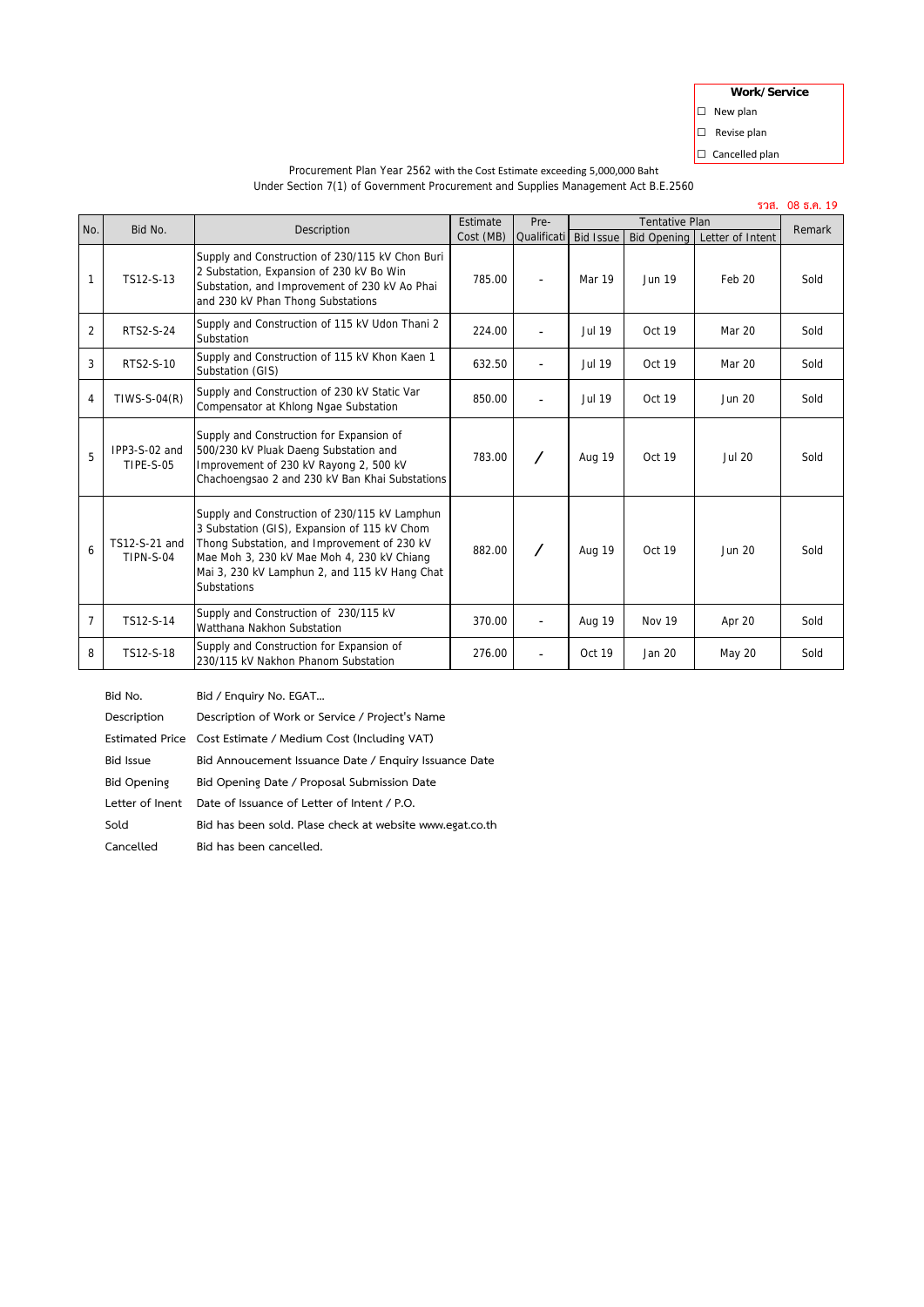**Work/Service**

☐ New plan

☐ Revise plan

☐ Cancelled plan

Procurement Plan Year 2562 with the Cost Estimate exceeding 5,000,000 Baht

Under Section 7(1) of Government Procurement and Supplies Management Act B.E.2560

รวส. 08 ธ.ค. 19

| No. | Bid No. | Description | Estimate Cost (MB) | Pre-Qualificati | Tentative Plan | | | Remark |
|---|---|---|---|---|---|---|---|---|
| | | | | | Bid Issue | Bid Opening | Letter of Intent | |
| 1 | TS12-S-13 | Supply and Construction of 230/115 kV Chon Buri 2 Substation, Expansion of 230 kV Bo Win Substation, and Improvement of 230 kV Ao Phai and 230 kV Phan Thong Substations | 785.00 | - | Mar 19 | Jun 19 | Feb 20 | Sold |
| 2 | RTS2-S-24 | Supply and Construction of 115 kV Udon Thani 2 Substation | 224.00 | - | Jul 19 | Oct 19 | Mar 20 | Sold |
| 3 | RTS2-S-10 | Supply and Construction of 115 kV Khon Kaen 1 Substation (GIS) | 632.50 | - | Jul 19 | Oct 19 | Mar 20 | Sold |
| 4 | TIWS-S-04(R) | Supply and Construction of 230 kV Static Var Compensator at Khlong Ngae Substation | 850.00 | - | Jul 19 | Oct 19 | Jun 20 | Sold |
| 5 | IPP3-S-02 and TIPE-S-05 | Supply and Construction for Expansion of 500/230 kV Pluak Daeng Substation and Improvement of 230 kV Rayong 2, 500 kV Chachoengsao 2 and 230 kV Ban Khai Substations | 783.00 | / | Aug 19 | Oct 19 | Jul 20 | Sold |
| 6 | TS12-S-21 and TIPN-S-04 | Supply and Construction of 230/115 kV Lamphun 3 Substation (GIS), Expansion of 115 kV Chom Thong Substation, and Improvement of 230 kV Mae Moh 3, 230 kV Mae Moh 4, 230 kV Chiang Mai 3, 230 kV Lamphun 2, and 115 kV Hang Chat Substations | 882.00 | / | Aug 19 | Oct 19 | Jun 20 | Sold |
| 7 | TS12-S-14 | Supply and Construction of 230/115 kV Watthana Nakhon Substation | 370.00 | - | Aug 19 | Nov 19 | Apr 20 | Sold |
| 8 | TS12-S-18 | Supply and Construction for Expansion of 230/115 kV Nakhon Phanom Substation | 276.00 | - | Oct 19 | Jan 20 | May 20 | Sold |

| | |
|---|---|
| Bid No. | Bid / Enquiry No. EGAT... |
| Description | Description of Work or Service / Project's Name |
| Estimated Price | Cost Estimate / Medium Cost (Including VAT) |
| Bid Issue | Bid Annoucement Issuance Date / Enquiry Issuance Date |
| Bid Opening | Bid Opening Date / Proposal Submission Date |
| Letter of Inent | Date of Issuance of Letter of Intent / P.O. |
| Sold | Bid has been sold. Plase check at website www.egat.co.th |
| Cancelled | Bid has been cancelled. |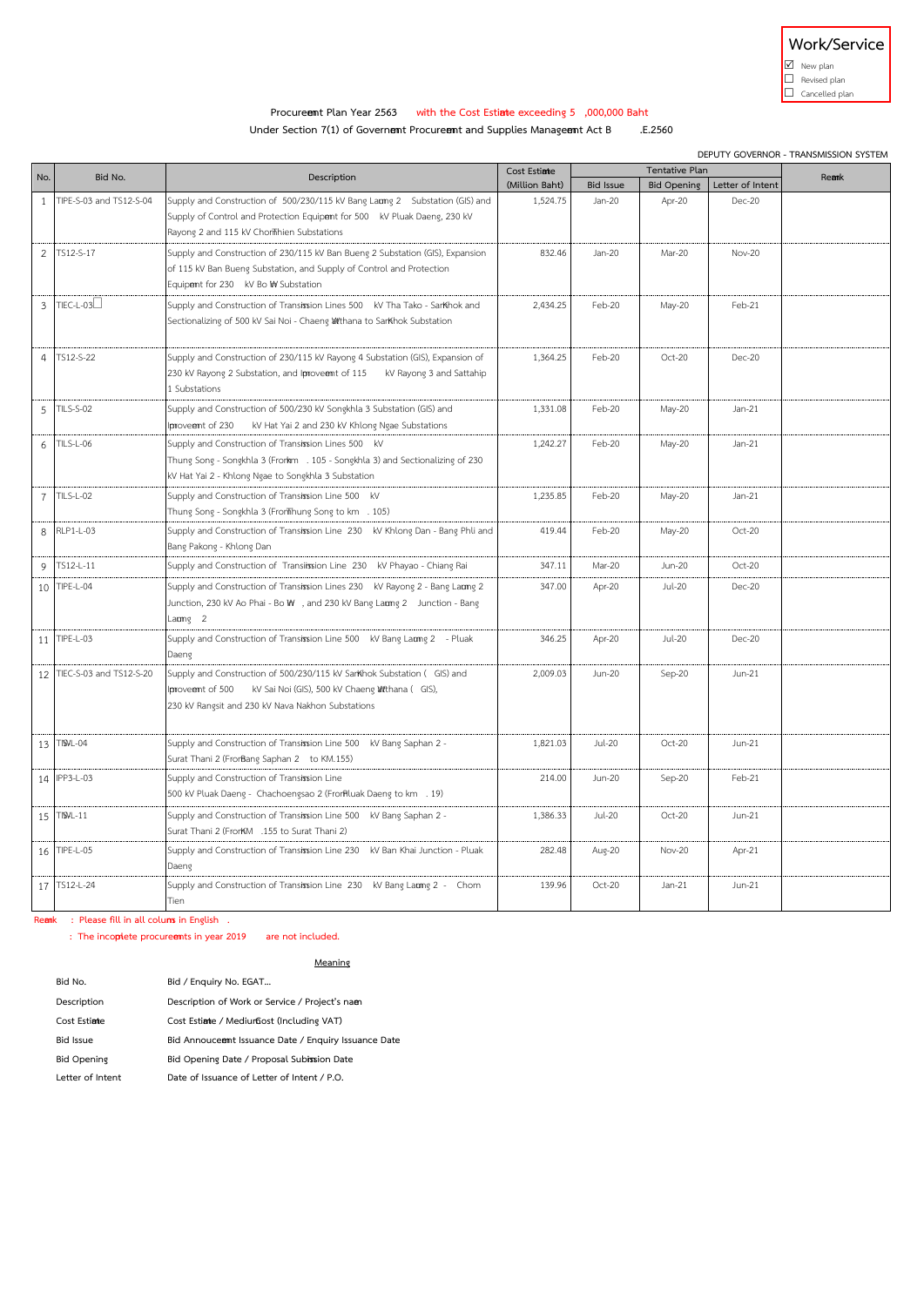**Work/Service**

- [x] New plan
- [ ] Revised plan
- [ ] Cancelled plan

Procurement Plan Year 2563 with the Cost Estimate exceeding 5 ,000,000 Baht

Under Section 7(1) of Government Procurement and Supplies Management Act B .E.2560

DEPUTY GOVERNOR - TRANSMISSION SYSTEM

| No. | Bid No. | Description | Cost Estimate (Million Baht) | Tentative Plan | | | Remark |
|---|---|---|---|---|---|---|---|
| | | | | Bid Issue | Bid Opening | Letter of Intent | |
| 1 | TIPE-S-03 and TS12-S-04 | Supply and Construction of 500/230/115 kV Bang Lamung 2 Substation (GIS) and Supply of Control and Protection Equipment for 500 kV Pluak Daeng, 230 kV Rayong 2 and 115 kV Chonthien Substations | 1,524.75 | Jan-20 | Apr-20 | Dec-20 | |
| 2 | TS12-S-17 | Supply and Construction of 230/115 kV Ban Bueng 2 Substation (GIS), Expansion of 115 kV Ban Bueng Substation, and Supply of Control and Protection Equipment for 230 kV Bo Win Substation | 832.46 | Jan-20 | Mar-20 | Nov-20 | |
| 3 | TIEC-L-03 | Supply and Construction of Transmission Lines 500 kV Tha Tako - Sam Khok and Sectionalizing of 500 kV Sai Noi - Chaeng Watthana to Sam Khok Substation | 2,434.25 | Feb-20 | May-20 | Feb-21 | |
| 4 | TS12-S-22 | Supply and Construction of 230/115 kV Rayong 4 Substation (GIS), Expansion of 230 kV Rayong 2 Substation, and Improvement of 115 kV Rayong 3 and Sattahip 1 Substations | 1,364.25 | Feb-20 | Oct-20 | Dec-20 | |
| 5 | TILS-S-02 | Supply and Construction of 500/230 kV Songkhla 3 Substation (GIS) and Improvement of 230 kV Hat Yai 2 and 230 kV Khlong Ngae Substations | 1,331.08 | Feb-20 | May-20 | Jan-21 | |
| 6 | TILS-L-06 | Supply and Construction of Transmission Lines 500 kV Thung Song - Songkhla 3 (From km. 105 - Songkhla 3) and Sectionalizing of 230 kV Hat Yai 2 - Khlong Ngae to Songkhla 3 Substation | 1,242.27 | Feb-20 | May-20 | Jan-21 | |
| 7 | TILS-L-02 | Supply and Construction of Transmission Line 500 kV Thung Song - Songkhla 3 (From Thung Song to km. 105) | 1,235.85 | Feb-20 | May-20 | Jan-21 | |
| 8 | RLP1-L-03 | Supply and Construction of Transmission Line 230 kV Khlong Dan - Bang Phli and Bang Pakong - Khlong Dan | 419.44 | Feb-20 | May-20 | Oct-20 | |
| 9 | TS12-L-11 | Supply and Construction of Transmission Line 230 kV Phayao - Chiang Rai | 347.11 | Mar-20 | Jun-20 | Oct-20 | |
| 10 | TIPE-L-04 | Supply and Construction of Transmission Lines 230 kV Rayong 2 - Bang Lamung 2 Junction, 230 kV Ao Phai - Bo Win, and 230 kV Bang Lamung 2 Junction - Bang Lamung 2 | 347.00 | Apr-20 | Jul-20 | Dec-20 | |
| 11 | TIPE-L-03 | Supply and Construction of Transmission Line 500 kV Bang Lamung 2 - Pluak Daeng | 346.25 | Apr-20 | Jul-20 | Dec-20 | |
| 12 | TIEC-S-03 and TS12-S-20 | Supply and Construction of 500/230/115 kV Sam Khok Substation (GIS) and Improvement of 500 kV Sai Noi (GIS), 500 kV Chaeng Watthana (GIS), 230 kV Rangsit and 230 kV Nava Nakhon Substations | 2,009.03 | Jun-20 | Sep-20 | Jun-21 | |
| 13 | TISAL-04 | Supply and Construction of Transmission Line 500 kV Bang Saphan 2 - Surat Thani 2 (From Bang Saphan 2 to KM.155) | 1,821.03 | Jul-20 | Oct-20 | Jun-21 | |
| 14 | IPP3-L-03 | Supply and Construction of Transmission Line 500 kV Pluak Daeng - Chachoengsao 2 (From Pluak Daeng to km. 19) | 214.00 | Jun-20 | Sep-20 | Feb-21 | |
| 15 | TISAL-11 | Supply and Construction of Transmission Line 500 kV Bang Saphan 2 - Surat Thani 2 (From KM.155 to Surat Thani 2) | 1,386.33 | Jul-20 | Oct-20 | Jun-21 | |
| 16 | TIPE-L-05 | Supply and Construction of Transmission Line 230 kV Ban Khai Junction - Pluak Daeng | 282.48 | Aug-20 | Nov-20 | Apr-21 | |
| 17 | TS12-L-24 | Supply and Construction of Transmission Line 230 kV Bang Lamung 2 - Chom Tien | 139.96 | Oct-20 | Jan-21 | Jun-21 | |

Remark : Please fill in all columns in English .
: The incomplete procurements in year 2019 are not included.

**Meaning**

| | |
|---|---|
| Bid No. | Bid / Enquiry No. EGAT... |
| Description | Description of Work or Service / Project's name |
| Cost Estimate | Cost Estimate / Medium Cost (Including VAT) |
| Bid Issue | Bid Annoucement Issuance Date / Enquiry Issuance Date |
| Bid Opening | Bid Opening Date / Proposal Submission Date |
| Letter of Intent | Date of Issuance of Letter of Intent / P.O. |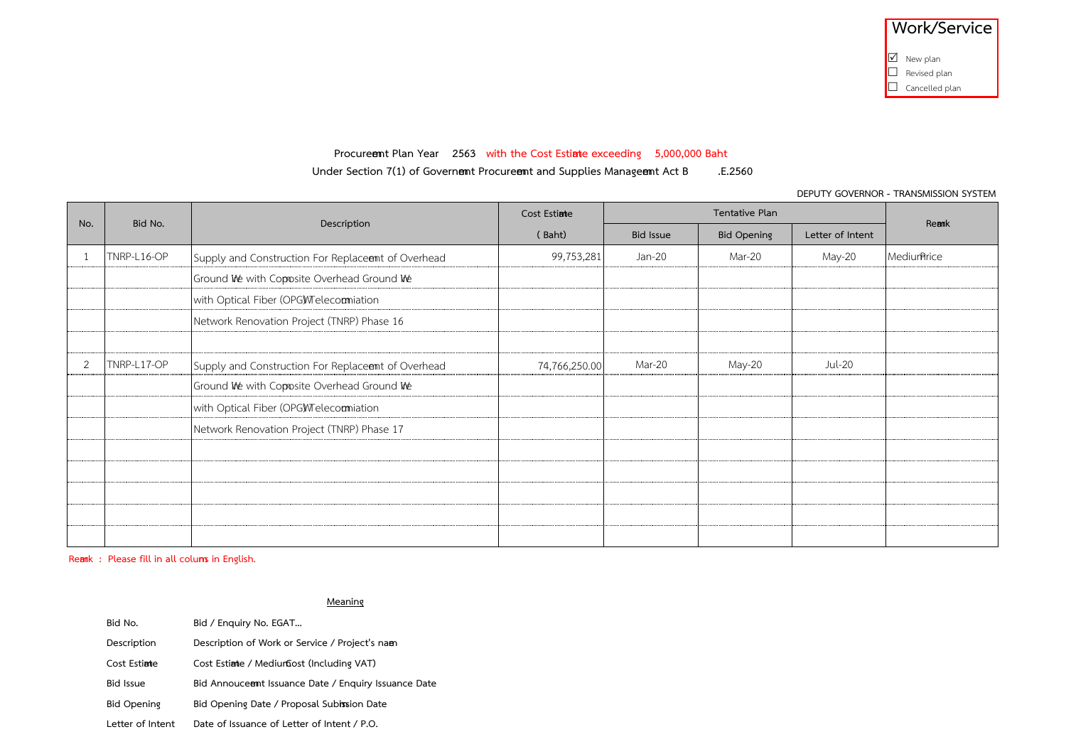**Work/Service**

- ☑ New plan
- ☐ Revised plan
- ☐ Cancelled plan

Procurement Plan Year 2563 with the Cost Estimate exceeding 5,000,000 Baht

Under Section 7(1) of Government Procurement and Supplies Management Act B .E.2560

DEPUTY GOVERNOR - TRANSMISSION SYSTEM

| No. | Bid No. | Description | Cost Estimate ( Baht) | Tentative Plan | | | Remark |
|---|---|---|---|---|---|---|---|
| | | | | Bid Issue | Bid Opening | Letter of Intent | |
| 1 | TNRP-L16-OP | Supply and Construction For Replacement of Overhead Ground Wire with Composite Overhead Ground Wire with Optical Fiber (OPGW) Telecommunication Network Renovation Project (TNRP) Phase 16 | 99,753,281 | Jan-20 | Mar-20 | May-20 | Medium Price |
| 2 | TNRP-L17-OP | Supply and Construction For Replacement of Overhead Ground Wire with Composite Overhead Ground Wire with Optical Fiber (OPGW) Telecommunication Network Renovation Project (TNRP) Phase 17 | 74,766,250.00 | Mar-20 | May-20 | Jul-20 | |

Remark : Please fill in all columns in English.

**Meaning**

| | |
|---|---|
| Bid No. | Bid / Enquiry No. EGAT... |
| Description | Description of Work or Service / Project's name |
| Cost Estimate | Cost Estimate / Medium Cost (Including VAT) |
| Bid Issue | Bid Annoucement Issuance Date / Enquiry Issuance Date |
| Bid Opening | Bid Opening Date / Proposal Submission Date |
| Letter of Intent | Date of Issuance of Letter of Intent / P.O. |